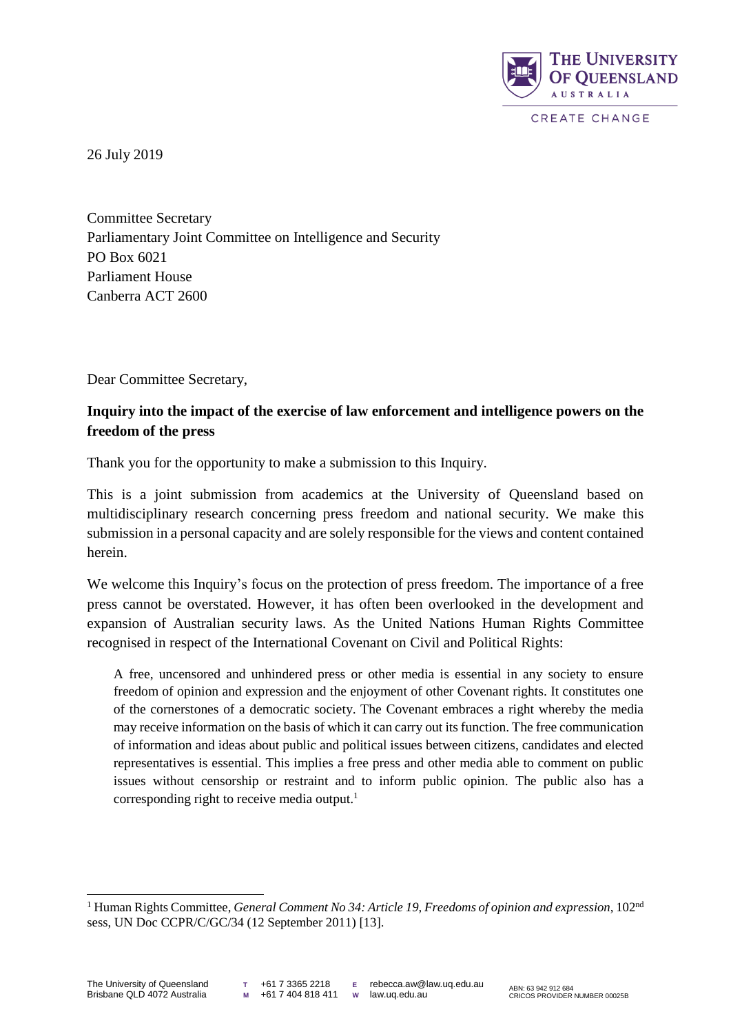26 July 2019

Committee Secretary
Parliamentary Joint Committee on Intelligence and Security
PO Box 6021
Parliament House
Canberra ACT 2600

Dear Committee Secretary,

**Inquiry into the impact of the exercise of law enforcement and intelligence powers on the freedom of the press**

Thank you for the opportunity to make a submission to this Inquiry.

This is a joint submission from academics at the University of Queensland based on multidisciplinary research concerning press freedom and national security. We make this submission in a personal capacity and are solely responsible for the views and content contained herein.

We welcome this Inquiry's focus on the protection of press freedom. The importance of a free press cannot be overstated. However, it has often been overlooked in the development and expansion of Australian security laws. As the United Nations Human Rights Committee recognised in respect of the International Covenant on Civil and Political Rights:

> A free, uncensored and unhindered press or other media is essential in any society to ensure freedom of opinion and expression and the enjoyment of other Covenant rights. It constitutes one of the cornerstones of a democratic society. The Covenant embraces a right whereby the media may receive information on the basis of which it can carry out its function. The free communication of information and ideas about public and political issues between citizens, candidates and elected representatives is essential. This implies a free press and other media able to comment on public issues without censorship or restraint and to inform public opinion. The public also has a corresponding right to receive media output.[1]

---

[1] Human Rights Committee, *General Comment No 34: Article 19, Freedoms of opinion and expression*, 102nd sess, UN Doc CCPR/C/GC/34 (12 September 2011) [13].

The University of Queensland
Brisbane QLD 4072 Australia

T +61 7 3365 2218
M +61 7 404 818 411
E rebecca.aw@law.uq.edu.au
W law.uq.edu.au

ABN: 63 942 912 684
CRICOS PROVIDER NUMBER 00025B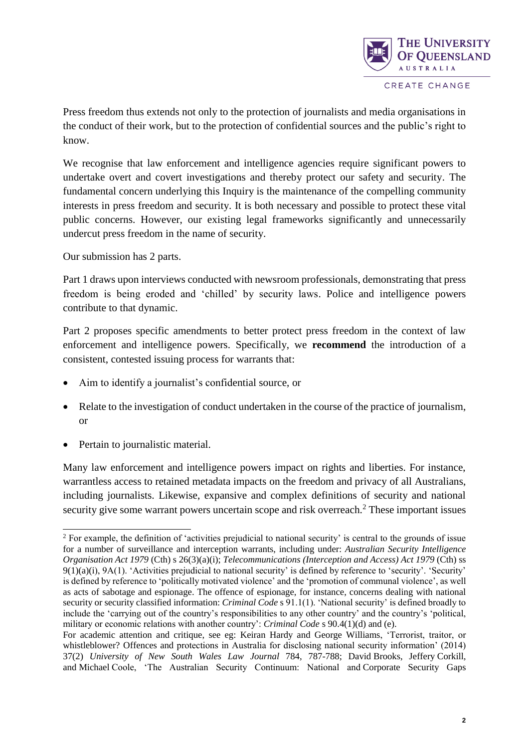Press freedom thus extends not only to the protection of journalists and media organisations in the conduct of their work, but to the protection of confidential sources and the public's right to know.

We recognise that law enforcement and intelligence agencies require significant powers to undertake overt and covert investigations and thereby protect our safety and security. The fundamental concern underlying this Inquiry is the maintenance of the compelling community interests in press freedom and security. It is both necessary and possible to protect these vital public concerns. However, our existing legal frameworks significantly and unnecessarily undercut press freedom in the name of security.

Our submission has 2 parts.

Part 1 draws upon interviews conducted with newsroom professionals, demonstrating that press freedom is being eroded and 'chilled' by security laws. Police and intelligence powers contribute to that dynamic.

Part 2 proposes specific amendments to better protect press freedom in the context of law enforcement and intelligence powers. Specifically, we **recommend** the introduction of a consistent, contested issuing process for warrants that:

- Aim to identify a journalist's confidential source, or
- Relate to the investigation of conduct undertaken in the course of the practice of journalism, or
- Pertain to journalistic material.

Many law enforcement and intelligence powers impact on rights and liberties. For instance, warrantless access to retained metadata impacts on the freedom and privacy of all Australians, including journalists. Likewise, expansive and complex definitions of security and national security give some warrant powers uncertain scope and risk overreach.[2] These important issues

---

[2] For example, the definition of 'activities prejudicial to national security' is central to the grounds of issue for a number of surveillance and interception warrants, including under: *Australian Security Intelligence Organisation Act 1979* (Cth) s 26(3)(a)(i); *Telecommunications (Interception and Access) Act 1979* (Cth) ss 9(1)(a)(i), 9A(1). 'Activities prejudicial to national security' is defined by reference to 'security'. 'Security' is defined by reference to 'politically motivated violence' and the 'promotion of communal violence', as well as acts of sabotage and espionage. The offence of espionage, for instance, concerns dealing with national security or security classified information: *Criminal Code* s 91.1(1). 'National security' is defined broadly to include the 'carrying out of the country's responsibilities to any other country' and the country's 'political, military or economic relations with another country': *Criminal Code* s 90.4(1)(d) and (e).

For academic attention and critique, see eg: Keiran Hardy and George Williams, 'Terrorist, traitor, or whistleblower? Offences and protections in Australia for disclosing national security information' (2014) 37(2) *University of New South Wales Law Journal* 784, 787-788; David Brooks, Jeffery Corkill, and Michael Coole, 'The Australian Security Continuum: National and Corporate Security Gaps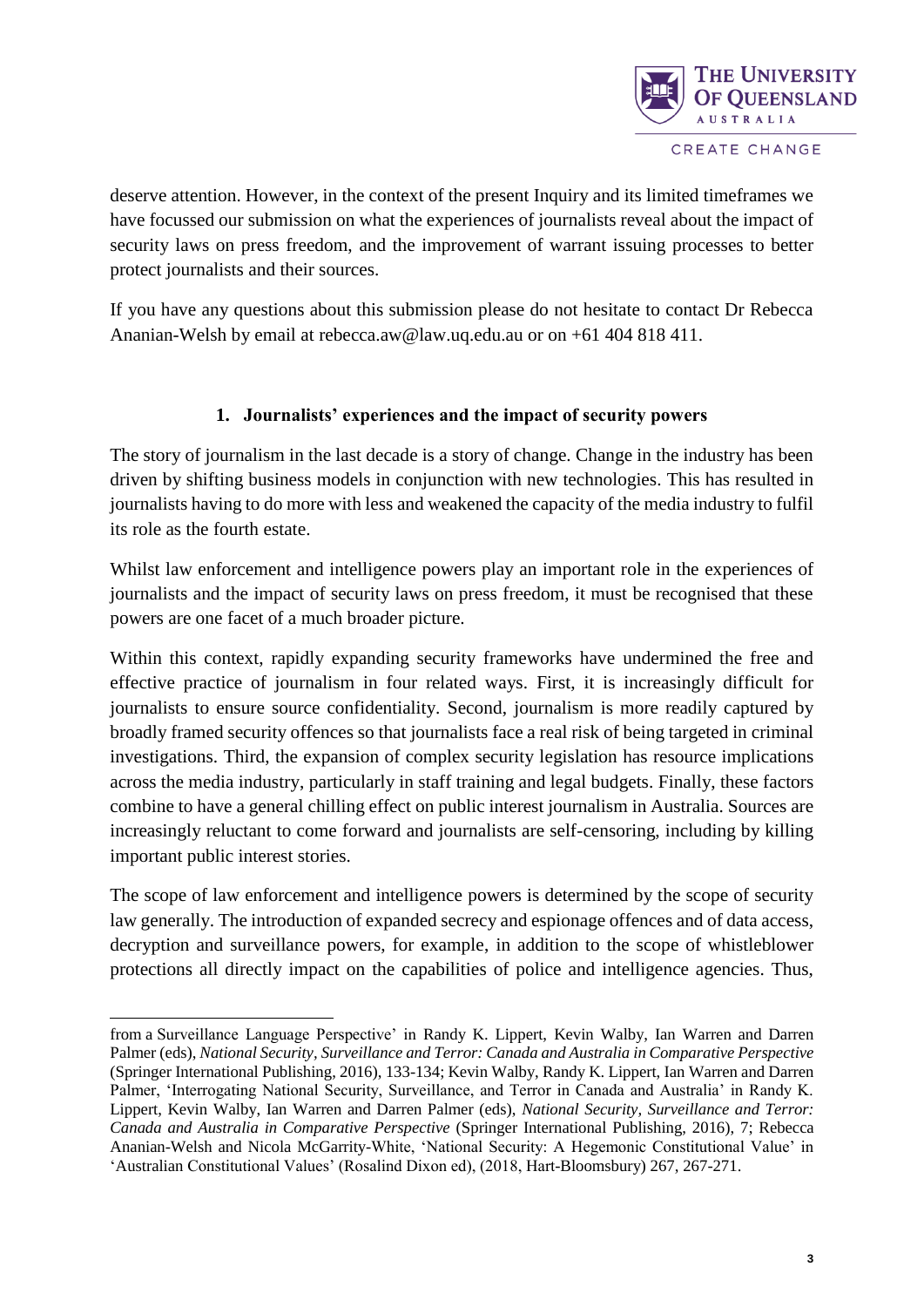deserve attention. However, in the context of the present Inquiry and its limited timeframes we have focussed our submission on what the experiences of journalists reveal about the impact of security laws on press freedom, and the improvement of warrant issuing processes to better protect journalists and their sources.

If you have any questions about this submission please do not hesitate to contact Dr Rebecca Ananian-Welsh by email at rebecca.aw@law.uq.edu.au or on +61 404 818 411.

## 1. Journalists' experiences and the impact of security powers

The story of journalism in the last decade is a story of change. Change in the industry has been driven by shifting business models in conjunction with new technologies. This has resulted in journalists having to do more with less and weakened the capacity of the media industry to fulfil its role as the fourth estate.

Whilst law enforcement and intelligence powers play an important role in the experiences of journalists and the impact of security laws on press freedom, it must be recognised that these powers are one facet of a much broader picture.

Within this context, rapidly expanding security frameworks have undermined the free and effective practice of journalism in four related ways. First, it is increasingly difficult for journalists to ensure source confidentiality. Second, journalism is more readily captured by broadly framed security offences so that journalists face a real risk of being targeted in criminal investigations. Third, the expansion of complex security legislation has resource implications across the media industry, particularly in staff training and legal budgets. Finally, these factors combine to have a general chilling effect on public interest journalism in Australia. Sources are increasingly reluctant to come forward and journalists are self-censoring, including by killing important public interest stories.

The scope of law enforcement and intelligence powers is determined by the scope of security law generally. The introduction of expanded secrecy and espionage offences and of data access, decryption and surveillance powers, for example, in addition to the scope of whistleblower protections all directly impact on the capabilities of police and intelligence agencies. Thus,

---

from a Surveillance Language Perspective' in Randy K. Lippert, Kevin Walby, Ian Warren and Darren Palmer (eds), *National Security, Surveillance and Terror: Canada and Australia in Comparative Perspective* (Springer International Publishing, 2016), 133-134; Kevin Walby, Randy K. Lippert, Ian Warren and Darren Palmer, 'Interrogating National Security, Surveillance, and Terror in Canada and Australia' in Randy K. Lippert, Kevin Walby, Ian Warren and Darren Palmer (eds), *National Security, Surveillance and Terror: Canada and Australia in Comparative Perspective* (Springer International Publishing, 2016), 7; Rebecca Ananian-Welsh and Nicola McGarrity-White, 'National Security: A Hegemonic Constitutional Value' in 'Australian Constitutional Values' (Rosalind Dixon ed), (2018, Hart-Bloomsbury) 267, 267-271.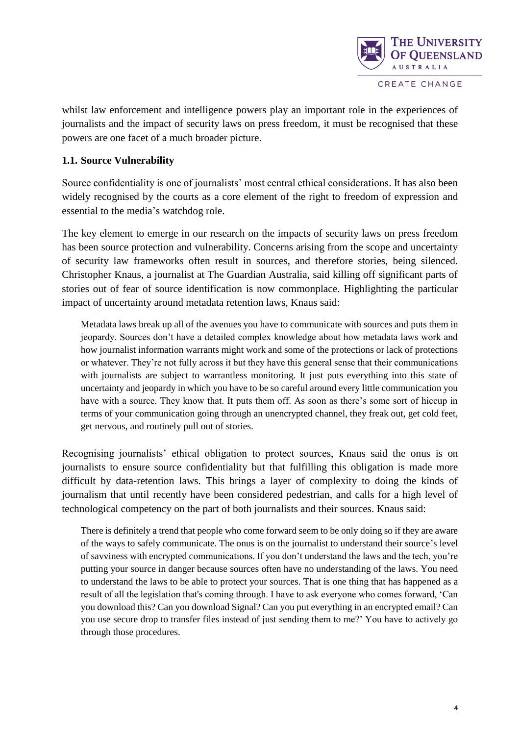whilst law enforcement and intelligence powers play an important role in the experiences of journalists and the impact of security laws on press freedom, it must be recognised that these powers are one facet of a much broader picture.

### 1.1. Source Vulnerability

Source confidentiality is one of journalists' most central ethical considerations. It has also been widely recognised by the courts as a core element of the right to freedom of expression and essential to the media's watchdog role.

The key element to emerge in our research on the impacts of security laws on press freedom has been source protection and vulnerability. Concerns arising from the scope and uncertainty of security law frameworks often result in sources, and therefore stories, being silenced. Christopher Knaus, a journalist at The Guardian Australia, said killing off significant parts of stories out of fear of source identification is now commonplace. Highlighting the particular impact of uncertainty around metadata retention laws, Knaus said:

> Metadata laws break up all of the avenues you have to communicate with sources and puts them in jeopardy. Sources don't have a detailed complex knowledge about how metadata laws work and how journalist information warrants might work and some of the protections or lack of protections or whatever. They're not fully across it but they have this general sense that their communications with journalists are subject to warrantless monitoring. It just puts everything into this state of uncertainty and jeopardy in which you have to be so careful around every little communication you have with a source. They know that. It puts them off. As soon as there's some sort of hiccup in terms of your communication going through an unencrypted channel, they freak out, get cold feet, get nervous, and routinely pull out of stories.

Recognising journalists' ethical obligation to protect sources, Knaus said the onus is on journalists to ensure source confidentiality but that fulfilling this obligation is made more difficult by data-retention laws. This brings a layer of complexity to doing the kinds of journalism that until recently have been considered pedestrian, and calls for a high level of technological competency on the part of both journalists and their sources. Knaus said:

> There is definitely a trend that people who come forward seem to be only doing so if they are aware of the ways to safely communicate. The onus is on the journalist to understand their source's level of savviness with encrypted communications. If you don't understand the laws and the tech, you're putting your source in danger because sources often have no understanding of the laws. You need to understand the laws to be able to protect your sources. That is one thing that has happened as a result of all the legislation that's coming through. I have to ask everyone who comes forward, 'Can you download this? Can you download Signal? Can you put everything in an encrypted email? Can you use secure drop to transfer files instead of just sending them to me?' You have to actively go through those procedures.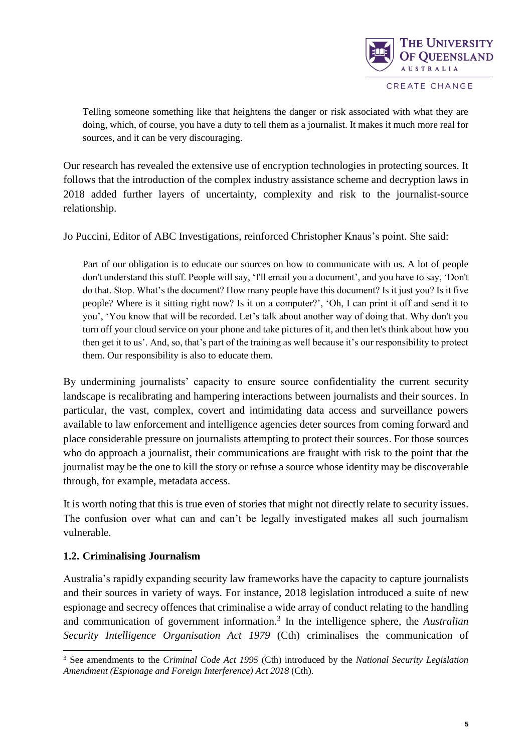> Telling someone something like that heightens the danger or risk associated with what they are doing, which, of course, you have a duty to tell them as a journalist. It makes it much more real for sources, and it can be very discouraging.

Our research has revealed the extensive use of encryption technologies in protecting sources. It follows that the introduction of the complex industry assistance scheme and decryption laws in 2018 added further layers of uncertainty, complexity and risk to the journalist-source relationship.

Jo Puccini, Editor of ABC Investigations, reinforced Christopher Knaus's point. She said:

> Part of our obligation is to educate our sources on how to communicate with us. A lot of people don't understand this stuff. People will say, 'I'll email you a document', and you have to say, 'Don't do that. Stop. What's the document? How many people have this document? Is it just you? Is it five people? Where is it sitting right now? Is it on a computer?', 'Oh, I can print it off and send it to you', 'You know that will be recorded. Let's talk about another way of doing that. Why don't you turn off your cloud service on your phone and take pictures of it, and then let's think about how you then get it to us'. And, so, that's part of the training as well because it's our responsibility to protect them. Our responsibility is also to educate them.

By undermining journalists' capacity to ensure source confidentiality the current security landscape is recalibrating and hampering interactions between journalists and their sources. In particular, the vast, complex, covert and intimidating data access and surveillance powers available to law enforcement and intelligence agencies deter sources from coming forward and place considerable pressure on journalists attempting to protect their sources. For those sources who do approach a journalist, their communications are fraught with risk to the point that the journalist may be the one to kill the story or refuse a source whose identity may be discoverable through, for example, metadata access.

It is worth noting that this is true even of stories that might not directly relate to security issues. The confusion over what can and can't be legally investigated makes all such journalism vulnerable.

### 1.2. Criminalising Journalism

Australia's rapidly expanding security law frameworks have the capacity to capture journalists and their sources in variety of ways. For instance, 2018 legislation introduced a suite of new espionage and secrecy offences that criminalise a wide array of conduct relating to the handling and communication of government information.[3] In the intelligence sphere, the *Australian Security Intelligence Organisation Act 1979* (Cth) criminalises the communication of

---

[3] See amendments to the *Criminal Code Act 1995* (Cth) introduced by the *National Security Legislation Amendment (Espionage and Foreign Interference) Act 2018* (Cth).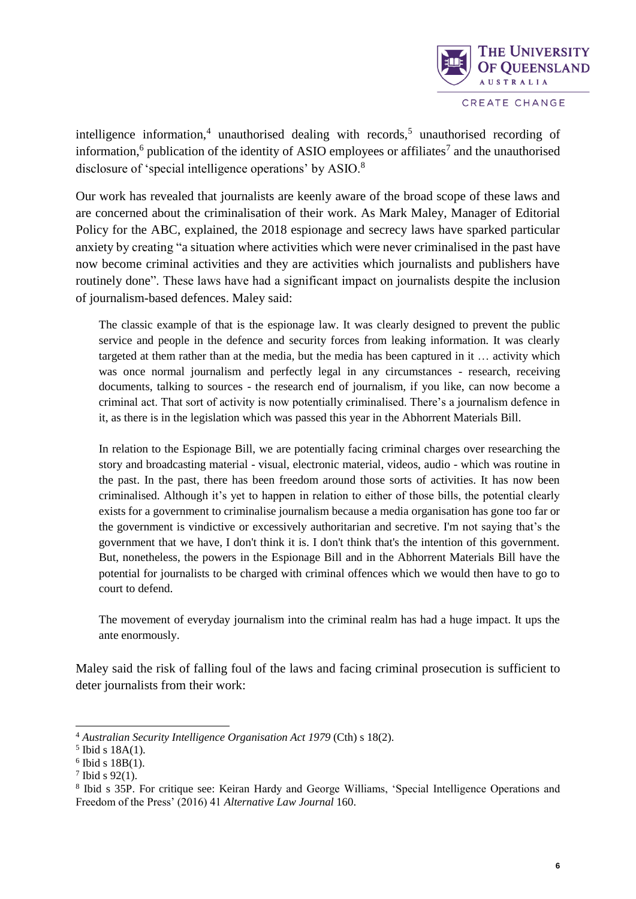intelligence information,[4] unauthorised dealing with records,[5] unauthorised recording of information,[6] publication of the identity of ASIO employees or affiliates[7] and the unauthorised disclosure of 'special intelligence operations' by ASIO.[8]

Our work has revealed that journalists are keenly aware of the broad scope of these laws and are concerned about the criminalisation of their work. As Mark Maley, Manager of Editorial Policy for the ABC, explained, the 2018 espionage and secrecy laws have sparked particular anxiety by creating "a situation where activities which were never criminalised in the past have now become criminal activities and they are activities which journalists and publishers have routinely done". These laws have had a significant impact on journalists despite the inclusion of journalism-based defences. Maley said:

> The classic example of that is the espionage law. It was clearly designed to prevent the public service and people in the defence and security forces from leaking information. It was clearly targeted at them rather than at the media, but the media has been captured in it … activity which was once normal journalism and perfectly legal in any circumstances - research, receiving documents, talking to sources - the research end of journalism, if you like, can now become a criminal act. That sort of activity is now potentially criminalised. There's a journalism defence in it, as there is in the legislation which was passed this year in the Abhorrent Materials Bill.
>
> In relation to the Espionage Bill, we are potentially facing criminal charges over researching the story and broadcasting material - visual, electronic material, videos, audio - which was routine in the past. In the past, there has been freedom around those sorts of activities. It has now been criminalised. Although it's yet to happen in relation to either of those bills, the potential clearly exists for a government to criminalise journalism because a media organisation has gone too far or the government is vindictive or excessively authoritarian and secretive. I'm not saying that's the government that we have, I don't think it is. I don't think that's the intention of this government. But, nonetheless, the powers in the Espionage Bill and in the Abhorrent Materials Bill have the potential for journalists to be charged with criminal offences which we would then have to go to court to defend.
>
> The movement of everyday journalism into the criminal realm has had a huge impact. It ups the ante enormously.

Maley said the risk of falling foul of the laws and facing criminal prosecution is sufficient to deter journalists from their work:

---

[4] *Australian Security Intelligence Organisation Act 1979* (Cth) s 18(2).

[5] Ibid s 18A(1).

[6] Ibid s 18B(1).

[7] Ibid s 92(1).

[8] Ibid s 35P. For critique see: Keiran Hardy and George Williams, 'Special Intelligence Operations and Freedom of the Press' (2016) 41 *Alternative Law Journal* 160.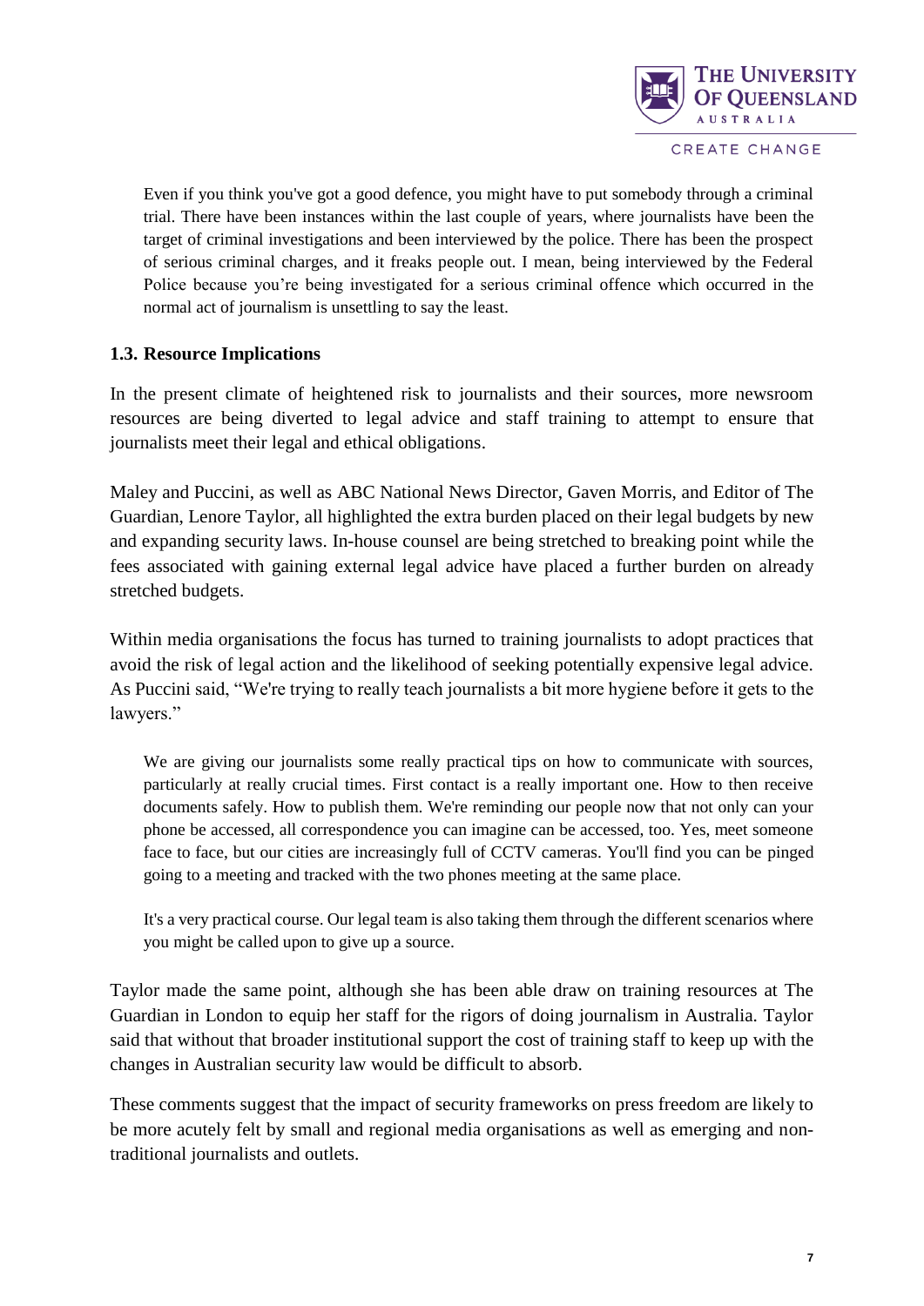> Even if you think you've got a good defence, you might have to put somebody through a criminal trial. There have been instances within the last couple of years, where journalists have been the target of criminal investigations and been interviewed by the police. There has been the prospect of serious criminal charges, and it freaks people out. I mean, being interviewed by the Federal Police because you're being investigated for a serious criminal offence which occurred in the normal act of journalism is unsettling to say the least.

### 1.3. Resource Implications

In the present climate of heightened risk to journalists and their sources, more newsroom resources are being diverted to legal advice and staff training to attempt to ensure that journalists meet their legal and ethical obligations.

Maley and Puccini, as well as ABC National News Director, Gaven Morris, and Editor of The Guardian, Lenore Taylor, all highlighted the extra burden placed on their legal budgets by new and expanding security laws. In-house counsel are being stretched to breaking point while the fees associated with gaining external legal advice have placed a further burden on already stretched budgets.

Within media organisations the focus has turned to training journalists to adopt practices that avoid the risk of legal action and the likelihood of seeking potentially expensive legal advice. As Puccini said, "We're trying to really teach journalists a bit more hygiene before it gets to the lawyers."

> We are giving our journalists some really practical tips on how to communicate with sources, particularly at really crucial times. First contact is a really important one. How to then receive documents safely. How to publish them. We're reminding our people now that not only can your phone be accessed, all correspondence you can imagine can be accessed, too. Yes, meet someone face to face, but our cities are increasingly full of CCTV cameras. You'll find you can be pinged going to a meeting and tracked with the two phones meeting at the same place.
>
> It's a very practical course. Our legal team is also taking them through the different scenarios where you might be called upon to give up a source.

Taylor made the same point, although she has been able draw on training resources at The Guardian in London to equip her staff for the rigors of doing journalism in Australia. Taylor said that without that broader institutional support the cost of training staff to keep up with the changes in Australian security law would be difficult to absorb.

These comments suggest that the impact of security frameworks on press freedom are likely to be more acutely felt by small and regional media organisations as well as emerging and non-traditional journalists and outlets.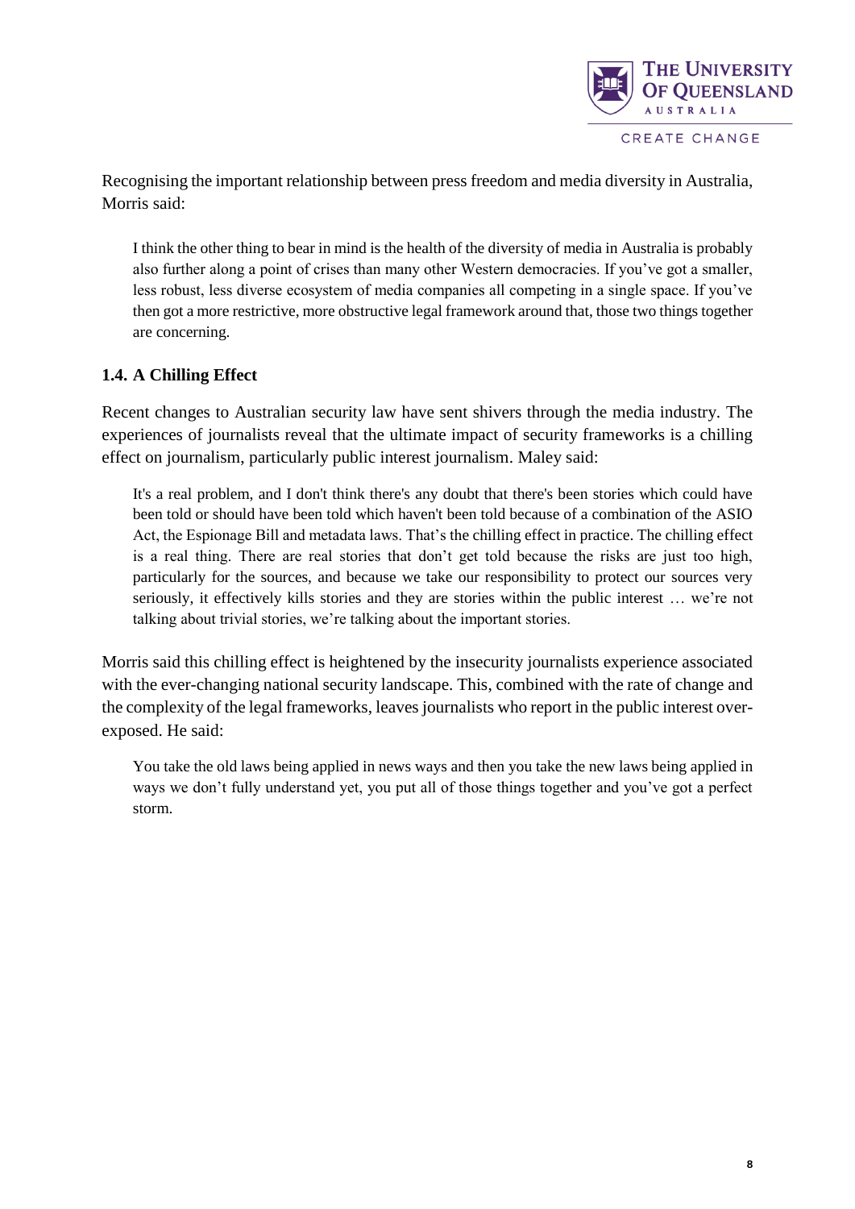Recognising the important relationship between press freedom and media diversity in Australia, Morris said:

> I think the other thing to bear in mind is the health of the diversity of media in Australia is probably also further along a point of crises than many other Western democracies. If you've got a smaller, less robust, less diverse ecosystem of media companies all competing in a single space. If you've then got a more restrictive, more obstructive legal framework around that, those two things together are concerning.

### 1.4. A Chilling Effect

Recent changes to Australian security law have sent shivers through the media industry. The experiences of journalists reveal that the ultimate impact of security frameworks is a chilling effect on journalism, particularly public interest journalism. Maley said:

> It's a real problem, and I don't think there's any doubt that there's been stories which could have been told or should have been told which haven't been told because of a combination of the ASIO Act, the Espionage Bill and metadata laws. That's the chilling effect in practice. The chilling effect is a real thing. There are real stories that don't get told because the risks are just too high, particularly for the sources, and because we take our responsibility to protect our sources very seriously, it effectively kills stories and they are stories within the public interest … we're not talking about trivial stories, we're talking about the important stories.

Morris said this chilling effect is heightened by the insecurity journalists experience associated with the ever-changing national security landscape. This, combined with the rate of change and the complexity of the legal frameworks, leaves journalists who report in the public interest over-exposed. He said:

> You take the old laws being applied in news ways and then you take the new laws being applied in ways we don't fully understand yet, you put all of those things together and you've got a perfect storm.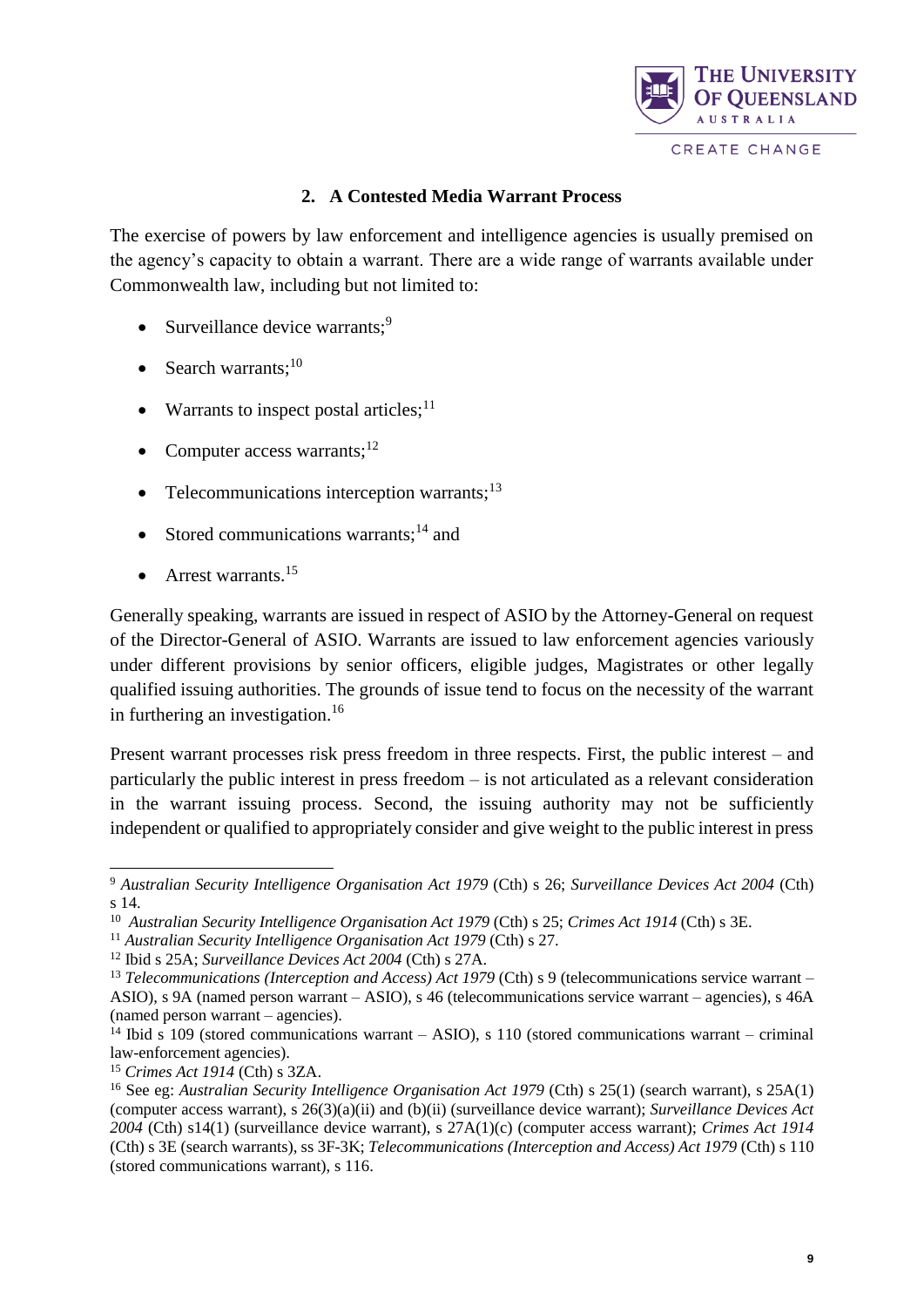## 2. A Contested Media Warrant Process

The exercise of powers by law enforcement and intelligence agencies is usually premised on the agency's capacity to obtain a warrant. There are a wide range of warrants available under Commonwealth law, including but not limited to:

- Surveillance device warrants;[9]
- Search warrants;[10]
- Warrants to inspect postal articles;[11]
- Computer access warrants;[12]
- Telecommunications interception warrants;[13]
- Stored communications warrants;[14] and
- Arrest warrants.[15]

Generally speaking, warrants are issued in respect of ASIO by the Attorney-General on request of the Director-General of ASIO. Warrants are issued to law enforcement agencies variously under different provisions by senior officers, eligible judges, Magistrates or other legally qualified issuing authorities. The grounds of issue tend to focus on the necessity of the warrant in furthering an investigation.[16]

Present warrant processes risk press freedom in three respects. First, the public interest – and particularly the public interest in press freedom – is not articulated as a relevant consideration in the warrant issuing process. Second, the issuing authority may not be sufficiently independent or qualified to appropriately consider and give weight to the public interest in press

---

[9] *Australian Security Intelligence Organisation Act 1979* (Cth) s 26; *Surveillance Devices Act 2004* (Cth) s 14.

[10] *Australian Security Intelligence Organisation Act 1979* (Cth) s 25; *Crimes Act 1914* (Cth) s 3E.

[11] *Australian Security Intelligence Organisation Act 1979* (Cth) s 27.

[12] Ibid s 25A; *Surveillance Devices Act 2004* (Cth) s 27A.

[13] *Telecommunications (Interception and Access) Act 1979* (Cth) s 9 (telecommunications service warrant – ASIO), s 9A (named person warrant – ASIO), s 46 (telecommunications service warrant – agencies), s 46A (named person warrant – agencies).

[14] Ibid s 109 (stored communications warrant – ASIO), s 110 (stored communications warrant – criminal law-enforcement agencies).

[15] *Crimes Act 1914* (Cth) s 3ZA.

[16] See eg: *Australian Security Intelligence Organisation Act 1979* (Cth) s 25(1) (search warrant), s 25A(1) (computer access warrant), s 26(3)(a)(ii) and (b)(ii) (surveillance device warrant); *Surveillance Devices Act 2004* (Cth) s14(1) (surveillance device warrant), s 27A(1)(c) (computer access warrant); *Crimes Act 1914* (Cth) s 3E (search warrants), ss 3F-3K; *Telecommunications (Interception and Access) Act 1979* (Cth) s 110 (stored communications warrant), s 116.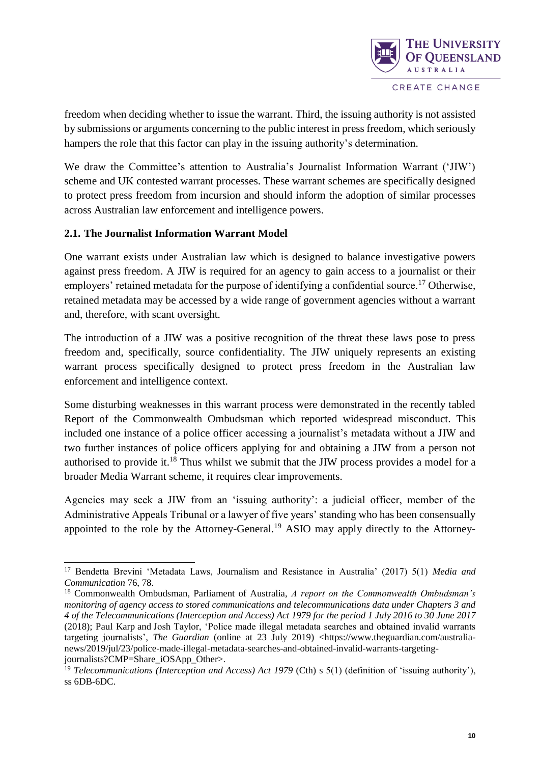freedom when deciding whether to issue the warrant. Third, the issuing authority is not assisted by submissions or arguments concerning to the public interest in press freedom, which seriously hampers the role that this factor can play in the issuing authority's determination.

We draw the Committee's attention to Australia's Journalist Information Warrant ('JIW') scheme and UK contested warrant processes. These warrant schemes are specifically designed to protect press freedom from incursion and should inform the adoption of similar processes across Australian law enforcement and intelligence powers.

### 2.1. The Journalist Information Warrant Model

One warrant exists under Australian law which is designed to balance investigative powers against press freedom. A JIW is required for an agency to gain access to a journalist or their employers' retained metadata for the purpose of identifying a confidential source.[17] Otherwise, retained metadata may be accessed by a wide range of government agencies without a warrant and, therefore, with scant oversight.

The introduction of a JIW was a positive recognition of the threat these laws pose to press freedom and, specifically, source confidentiality. The JIW uniquely represents an existing warrant process specifically designed to protect press freedom in the Australian law enforcement and intelligence context.

Some disturbing weaknesses in this warrant process were demonstrated in the recently tabled Report of the Commonwealth Ombudsman which reported widespread misconduct. This included one instance of a police officer accessing a journalist's metadata without a JIW and two further instances of police officers applying for and obtaining a JIW from a person not authorised to provide it.[18] Thus whilst we submit that the JIW process provides a model for a broader Media Warrant scheme, it requires clear improvements.

Agencies may seek a JIW from an 'issuing authority': a judicial officer, member of the Administrative Appeals Tribunal or a lawyer of five years' standing who has been consensually appointed to the role by the Attorney-General.[19] ASIO may apply directly to the Attorney-

---

[17] Bendetta Brevini 'Metadata Laws, Journalism and Resistance in Australia' (2017) 5(1) *Media and Communication* 76, 78.

[18] Commonwealth Ombudsman, Parliament of Australia, *A report on the Commonwealth Ombudsman's monitoring of agency access to stored communications and telecommunications data under Chapters 3 and 4 of the Telecommunications (Interception and Access) Act 1979 for the period 1 July 2016 to 30 June 2017* (2018); Paul Karp and Josh Taylor, 'Police made illegal metadata searches and obtained invalid warrants targeting journalists', *The Guardian* (online at 23 July 2019) <https://www.theguardian.com/australia-news/2019/jul/23/police-made-illegal-metadata-searches-and-obtained-invalid-warrants-targeting-journalists?CMP=Share_iOSApp_Other>.

[19] *Telecommunications (Interception and Access) Act 1979* (Cth) s 5(1) (definition of 'issuing authority'), ss 6DB-6DC.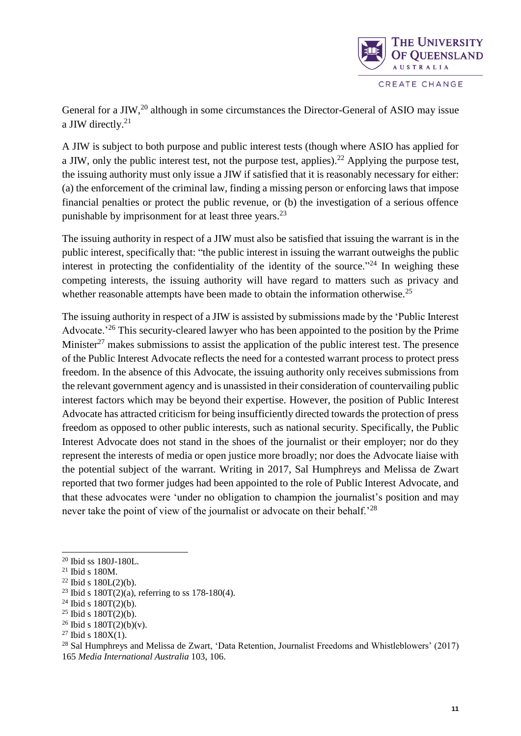General for a JIW,[20] although in some circumstances the Director-General of ASIO may issue a JIW directly.[21]

A JIW is subject to both purpose and public interest tests (though where ASIO has applied for a JIW, only the public interest test, not the purpose test, applies).[22] Applying the purpose test, the issuing authority must only issue a JIW if satisfied that it is reasonably necessary for either: (a) the enforcement of the criminal law, finding a missing person or enforcing laws that impose financial penalties or protect the public revenue, or (b) the investigation of a serious offence punishable by imprisonment for at least three years.[23]

The issuing authority in respect of a JIW must also be satisfied that issuing the warrant is in the public interest, specifically that: "the public interest in issuing the warrant outweighs the public interest in protecting the confidentiality of the identity of the source."[24] In weighing these competing interests, the issuing authority will have regard to matters such as privacy and whether reasonable attempts have been made to obtain the information otherwise.[25]

The issuing authority in respect of a JIW is assisted by submissions made by the 'Public Interest Advocate.'[26] This security-cleared lawyer who has been appointed to the position by the Prime Minister[27] makes submissions to assist the application of the public interest test. The presence of the Public Interest Advocate reflects the need for a contested warrant process to protect press freedom. In the absence of this Advocate, the issuing authority only receives submissions from the relevant government agency and is unassisted in their consideration of countervailing public interest factors which may be beyond their expertise. However, the position of Public Interest Advocate has attracted criticism for being insufficiently directed towards the protection of press freedom as opposed to other public interests, such as national security. Specifically, the Public Interest Advocate does not stand in the shoes of the journalist or their employer; nor do they represent the interests of media or open justice more broadly; nor does the Advocate liaise with the potential subject of the warrant. Writing in 2017, Sal Humphreys and Melissa de Zwart reported that two former judges had been appointed to the role of Public Interest Advocate, and that these advocates were 'under no obligation to champion the journalist's position and may never take the point of view of the journalist or advocate on their behalf.'[28]

---

[20] Ibid ss 180J-180L.
[21] Ibid s 180M.
[22] Ibid s 180L(2)(b).
[23] Ibid s 180T(2)(a), referring to ss 178-180(4).
[24] Ibid s 180T(2)(b).
[25] Ibid s 180T(2)(b).
[26] Ibid s 180T(2)(b)(v).
[27] Ibid s 180X(1).
[28] Sal Humphreys and Melissa de Zwart, 'Data Retention, Journalist Freedoms and Whistleblowers' (2017) 165 *Media International Australia* 103, 106.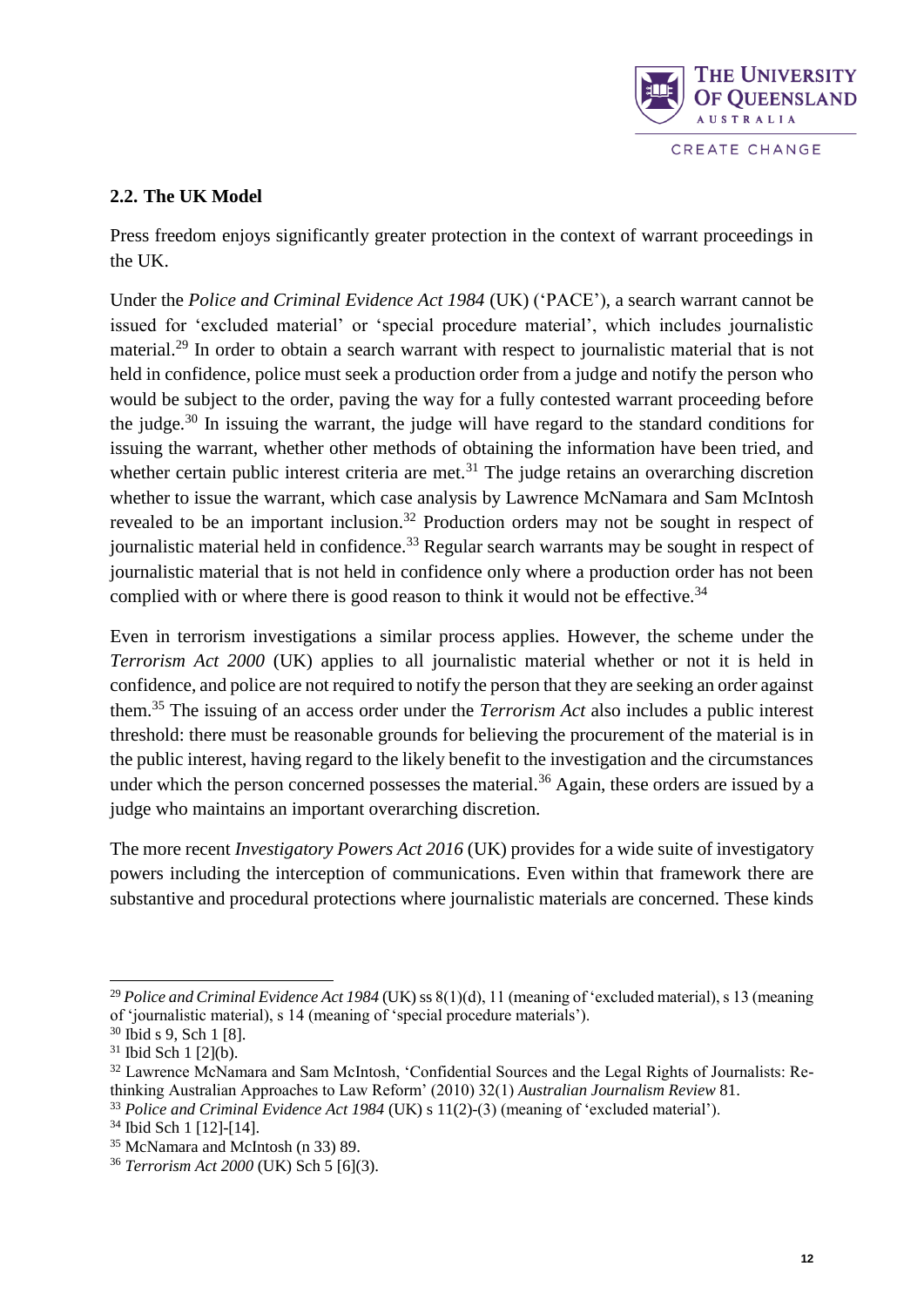## 2.2. The UK Model

Press freedom enjoys significantly greater protection in the context of warrant proceedings in the UK.

Under the *Police and Criminal Evidence Act 1984* (UK) ('PACE'), a search warrant cannot be issued for 'excluded material' or 'special procedure material', which includes journalistic material.[29] In order to obtain a search warrant with respect to journalistic material that is not held in confidence, police must seek a production order from a judge and notify the person who would be subject to the order, paving the way for a fully contested warrant proceeding before the judge.[30] In issuing the warrant, the judge will have regard to the standard conditions for issuing the warrant, whether other methods of obtaining the information have been tried, and whether certain public interest criteria are met.[31] The judge retains an overarching discretion whether to issue the warrant, which case analysis by Lawrence McNamara and Sam McIntosh revealed to be an important inclusion.[32] Production orders may not be sought in respect of journalistic material held in confidence.[33] Regular search warrants may be sought in respect of journalistic material that is not held in confidence only where a production order has not been complied with or where there is good reason to think it would not be effective.[34]

Even in terrorism investigations a similar process applies. However, the scheme under the *Terrorism Act 2000* (UK) applies to all journalistic material whether or not it is held in confidence, and police are not required to notify the person that they are seeking an order against them.[35] The issuing of an access order under the *Terrorism Act* also includes a public interest threshold: there must be reasonable grounds for believing the procurement of the material is in the public interest, having regard to the likely benefit to the investigation and the circumstances under which the person concerned possesses the material.[36] Again, these orders are issued by a judge who maintains an important overarching discretion.

The more recent *Investigatory Powers Act 2016* (UK) provides for a wide suite of investigatory powers including the interception of communications. Even within that framework there are substantive and procedural protections where journalistic materials are concerned. These kinds

---

[29] *Police and Criminal Evidence Act 1984* (UK) ss 8(1)(d), 11 (meaning of 'excluded material), s 13 (meaning of 'journalistic material), s 14 (meaning of 'special procedure materials').

[30] Ibid s 9, Sch 1 [8].

[31] Ibid Sch 1 [2](b).

[32] Lawrence McNamara and Sam McIntosh, 'Confidential Sources and the Legal Rights of Journalists: Re-thinking Australian Approaches to Law Reform' (2010) 32(1) *Australian Journalism Review* 81.

[33] *Police and Criminal Evidence Act 1984* (UK) s 11(2)-(3) (meaning of 'excluded material').

[34] Ibid Sch 1 [12]-[14].

[35] McNamara and McIntosh (n 33) 89.

[36] *Terrorism Act 2000* (UK) Sch 5 [6](3).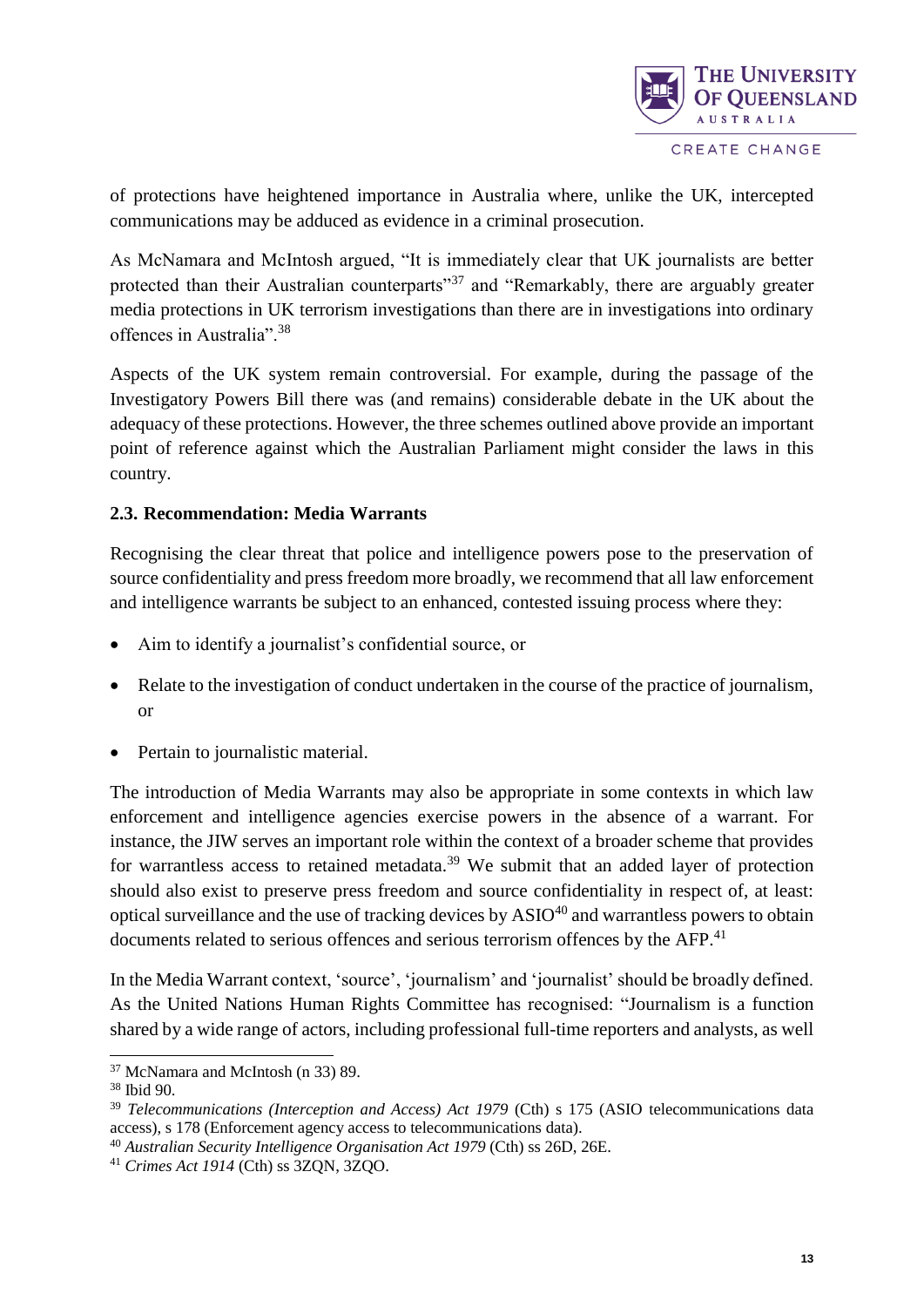of protections have heightened importance in Australia where, unlike the UK, intercepted communications may be adduced as evidence in a criminal prosecution.

As McNamara and McIntosh argued, "It is immediately clear that UK journalists are better protected than their Australian counterparts"[37] and "Remarkably, there are arguably greater media protections in UK terrorism investigations than there are in investigations into ordinary offences in Australia".[38]

Aspects of the UK system remain controversial. For example, during the passage of the Investigatory Powers Bill there was (and remains) considerable debate in the UK about the adequacy of these protections. However, the three schemes outlined above provide an important point of reference against which the Australian Parliament might consider the laws in this country.

### 2.3. Recommendation: Media Warrants

Recognising the clear threat that police and intelligence powers pose to the preservation of source confidentiality and press freedom more broadly, we recommend that all law enforcement and intelligence warrants be subject to an enhanced, contested issuing process where they:

- Aim to identify a journalist's confidential source, or
- Relate to the investigation of conduct undertaken in the course of the practice of journalism, or
- Pertain to journalistic material.

The introduction of Media Warrants may also be appropriate in some contexts in which law enforcement and intelligence agencies exercise powers in the absence of a warrant. For instance, the JIW serves an important role within the context of a broader scheme that provides for warrantless access to retained metadata.[39] We submit that an added layer of protection should also exist to preserve press freedom and source confidentiality in respect of, at least: optical surveillance and the use of tracking devices by ASIO[40] and warrantless powers to obtain documents related to serious offences and serious terrorism offences by the AFP.[41]

In the Media Warrant context, 'source', 'journalism' and 'journalist' should be broadly defined. As the United Nations Human Rights Committee has recognised: "Journalism is a function shared by a wide range of actors, including professional full-time reporters and analysts, as well

---

[37] McNamara and McIntosh (n 33) 89.

[38] Ibid 90.

[39] *Telecommunications (Interception and Access) Act 1979* (Cth) s 175 (ASIO telecommunications data access), s 178 (Enforcement agency access to telecommunications data).

[40] *Australian Security Intelligence Organisation Act 1979* (Cth) ss 26D, 26E.

[41] *Crimes Act 1914* (Cth) ss 3ZQN, 3ZQO.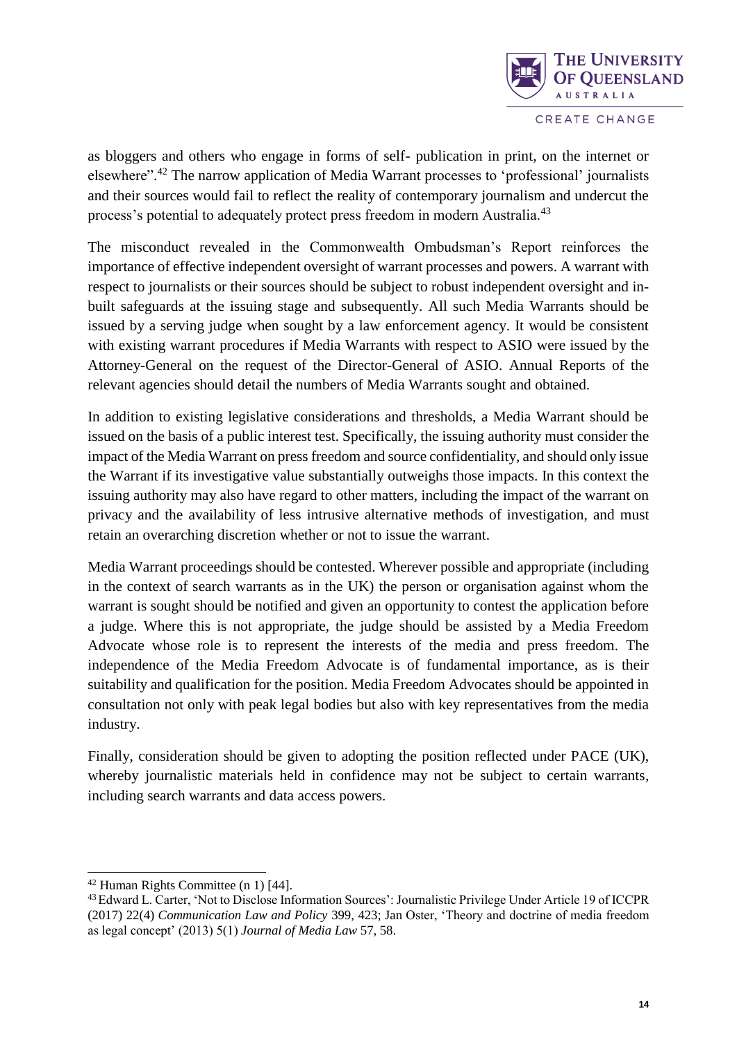as bloggers and others who engage in forms of self- publication in print, on the internet or elsewhere".[42] The narrow application of Media Warrant processes to 'professional' journalists and their sources would fail to reflect the reality of contemporary journalism and undercut the process's potential to adequately protect press freedom in modern Australia.[43]

The misconduct revealed in the Commonwealth Ombudsman's Report reinforces the importance of effective independent oversight of warrant processes and powers. A warrant with respect to journalists or their sources should be subject to robust independent oversight and in-built safeguards at the issuing stage and subsequently. All such Media Warrants should be issued by a serving judge when sought by a law enforcement agency. It would be consistent with existing warrant procedures if Media Warrants with respect to ASIO were issued by the Attorney-General on the request of the Director-General of ASIO. Annual Reports of the relevant agencies should detail the numbers of Media Warrants sought and obtained.

In addition to existing legislative considerations and thresholds, a Media Warrant should be issued on the basis of a public interest test. Specifically, the issuing authority must consider the impact of the Media Warrant on press freedom and source confidentiality, and should only issue the Warrant if its investigative value substantially outweighs those impacts. In this context the issuing authority may also have regard to other matters, including the impact of the warrant on privacy and the availability of less intrusive alternative methods of investigation, and must retain an overarching discretion whether or not to issue the warrant.

Media Warrant proceedings should be contested. Wherever possible and appropriate (including in the context of search warrants as in the UK) the person or organisation against whom the warrant is sought should be notified and given an opportunity to contest the application before a judge. Where this is not appropriate, the judge should be assisted by a Media Freedom Advocate whose role is to represent the interests of the media and press freedom. The independence of the Media Freedom Advocate is of fundamental importance, as is their suitability and qualification for the position. Media Freedom Advocates should be appointed in consultation not only with peak legal bodies but also with key representatives from the media industry.

Finally, consideration should be given to adopting the position reflected under PACE (UK), whereby journalistic materials held in confidence may not be subject to certain warrants, including search warrants and data access powers.

---

[42] Human Rights Committee (n 1) [44].

[43] Edward L. Carter, 'Not to Disclose Information Sources': Journalistic Privilege Under Article 19 of ICCPR (2017) 22(4) *Communication Law and Policy* 399, 423; Jan Oster, 'Theory and doctrine of media freedom as legal concept' (2013) 5(1) *Journal of Media Law* 57, 58.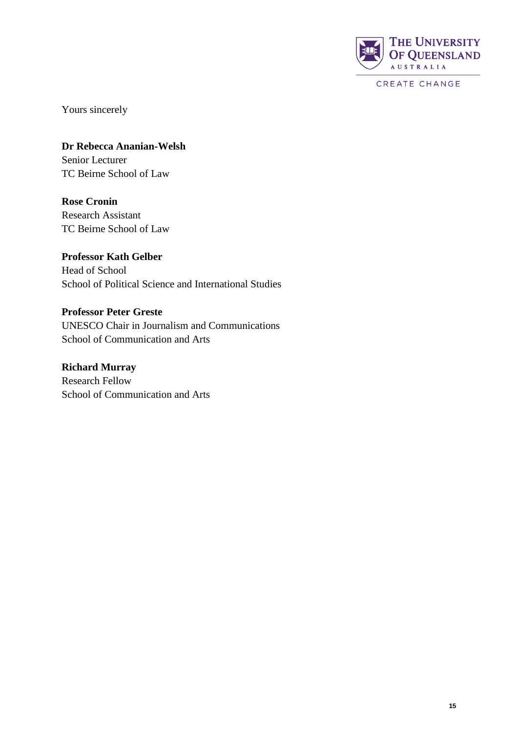Yours sincerely

**Dr Rebecca Ananian-Welsh**
Senior Lecturer
TC Beirne School of Law

**Rose Cronin**
Research Assistant
TC Beirne School of Law

**Professor Kath Gelber**
Head of School
School of Political Science and International Studies

**Professor Peter Greste**
UNESCO Chair in Journalism and Communications
School of Communication and Arts

**Richard Murray**
Research Fellow
School of Communication and Arts